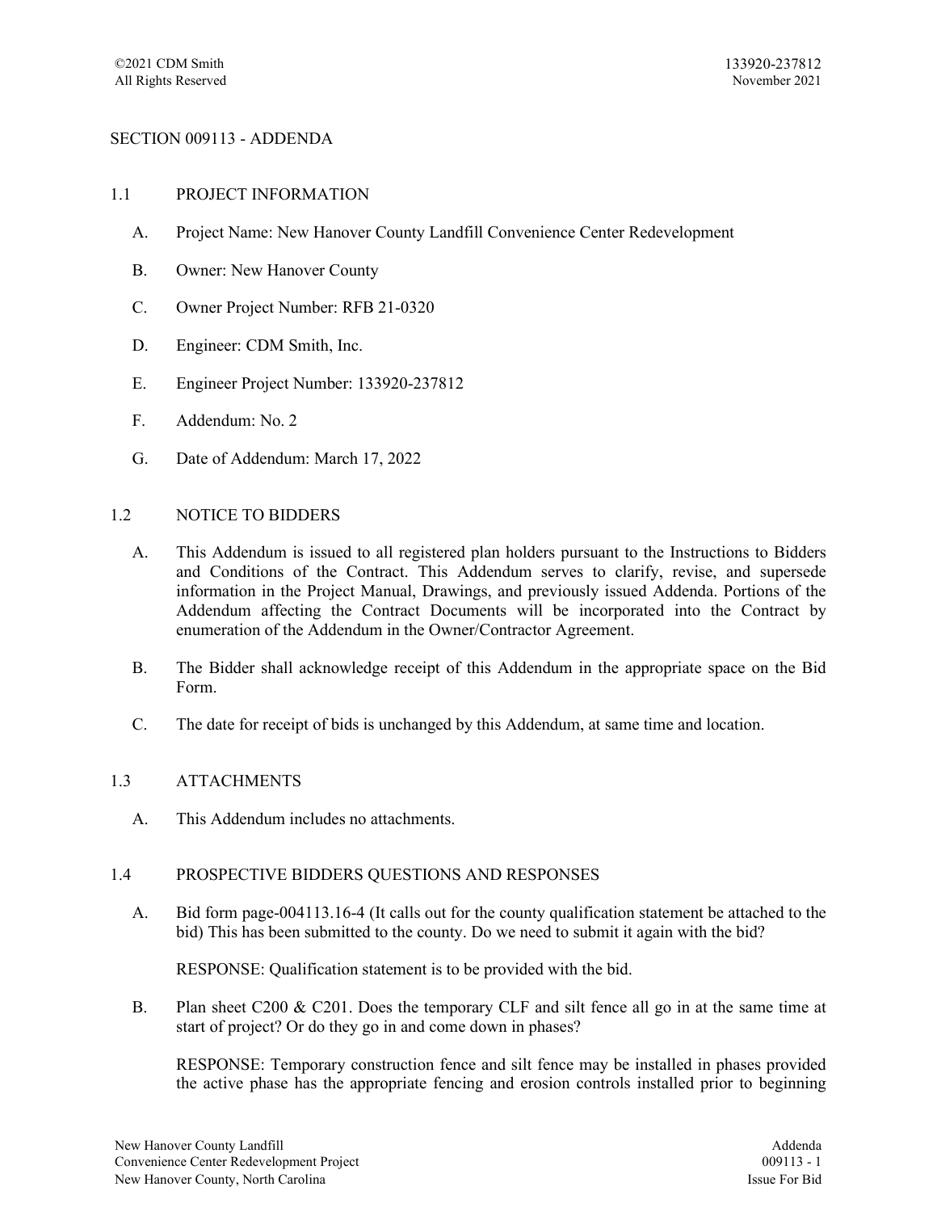# SECTION 009113 - ADDENDA

## 1.1 PROJECT INFORMATION

A. Project Name: New Hanover County Landfill Convenience Center Redevelopment

B. Owner: New Hanover County

C. Owner Project Number: RFB 21-0320

D. Engineer: CDM Smith, Inc.

E. Engineer Project Number: 133920-237812

F. Addendum: No. 2

G. Date of Addendum: March 17, 2022

## 1.2 NOTICE TO BIDDERS

A. This Addendum is issued to all registered plan holders pursuant to the Instructions to Bidders and Conditions of the Contract. This Addendum serves to clarify, revise, and supersede information in the Project Manual, Drawings, and previously issued Addenda. Portions of the Addendum affecting the Contract Documents will be incorporated into the Contract by enumeration of the Addendum in the Owner/Contractor Agreement.

B. The Bidder shall acknowledge receipt of this Addendum in the appropriate space on the Bid Form.

C. The date for receipt of bids is unchanged by this Addendum, at same time and location.

## 1.3 ATTACHMENTS

A. This Addendum includes no attachments.

## 1.4 PROSPECTIVE BIDDERS QUESTIONS AND RESPONSES

A. Bid form page-004113.16-4 (It calls out for the county qualification statement be attached to the bid) This has been submitted to the county. Do we need to submit it again with the bid?

RESPONSE: Qualification statement is to be provided with the bid.

B. Plan sheet C200 & C201. Does the temporary CLF and silt fence all go in at the same time at start of project? Or do they go in and come down in phases?

RESPONSE: Temporary construction fence and silt fence may be installed in phases provided the active phase has the appropriate fencing and erosion controls installed prior to beginning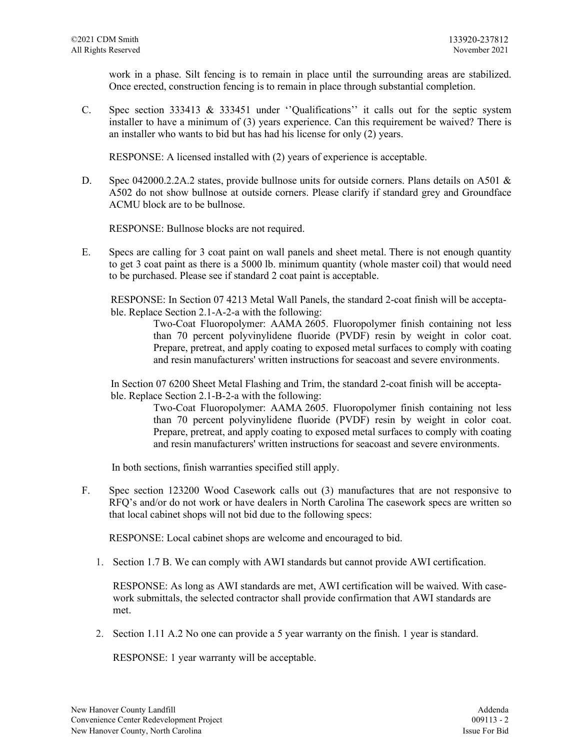work in a phase. Silt fencing is to remain in place until the surrounding areas are stabilized. Once erected, construction fencing is to remain in place through substantial completion.

C. Spec section 333413 & 333451 under ''Qualifications'' it calls out for the septic system installer to have a minimum of (3) years experience. Can this requirement be waived? There is an installer who wants to bid but has had his license for only (2) years.

   RESPONSE: A licensed installed with (2) years of experience is acceptable.

D. Spec 042000.2.2A.2 states, provide bullnose units for outside corners. Plans details on A501 & A502 do not show bullnose at outside corners. Please clarify if standard grey and Groundface ACMU block are to be bullnose.

   RESPONSE: Bullnose blocks are not required.

E. Specs are calling for 3 coat paint on wall panels and sheet metal. There is not enough quantity to get 3 coat paint as there is a 5000 lb. minimum quantity (whole master coil) that would need to be purchased. Please see if standard 2 coat paint is acceptable.

   RESPONSE: In Section 07 4213 Metal Wall Panels, the standard 2-coat finish will be acceptable. Replace Section 2.1-A-2-a with the following:

   > Two-Coat Fluoropolymer: AAMA 2605. Fluoropolymer finish containing not less than 70 percent polyvinylidene fluoride (PVDF) resin by weight in color coat. Prepare, pretreat, and apply coating to exposed metal surfaces to comply with coating and resin manufacturers' written instructions for seacoast and severe environments.

   In Section 07 6200 Sheet Metal Flashing and Trim, the standard 2-coat finish will be acceptable. Replace Section 2.1-B-2-a with the following:

   > Two-Coat Fluoropolymer: AAMA 2605. Fluoropolymer finish containing not less than 70 percent polyvinylidene fluoride (PVDF) resin by weight in color coat. Prepare, pretreat, and apply coating to exposed metal surfaces to comply with coating and resin manufacturers' written instructions for seacoast and severe environments.

   In both sections, finish warranties specified still apply.

F. Spec section 123200 Wood Casework calls out (3) manufactures that are not responsive to RFQ's and/or do not work or have dealers in North Carolina The casework specs are written so that local cabinet shops will not bid due to the following specs:

   RESPONSE: Local cabinet shops are welcome and encouraged to bid.

   1. Section 1.7 B. We can comply with AWI standards but cannot provide AWI certification.

      RESPONSE: As long as AWI standards are met, AWI certification will be waived. With casework submittals, the selected contractor shall provide confirmation that AWI standards are met.

   2. Section 1.11 A.2 No one can provide a 5 year warranty on the finish. 1 year is standard.

      RESPONSE: 1 year warranty will be acceptable.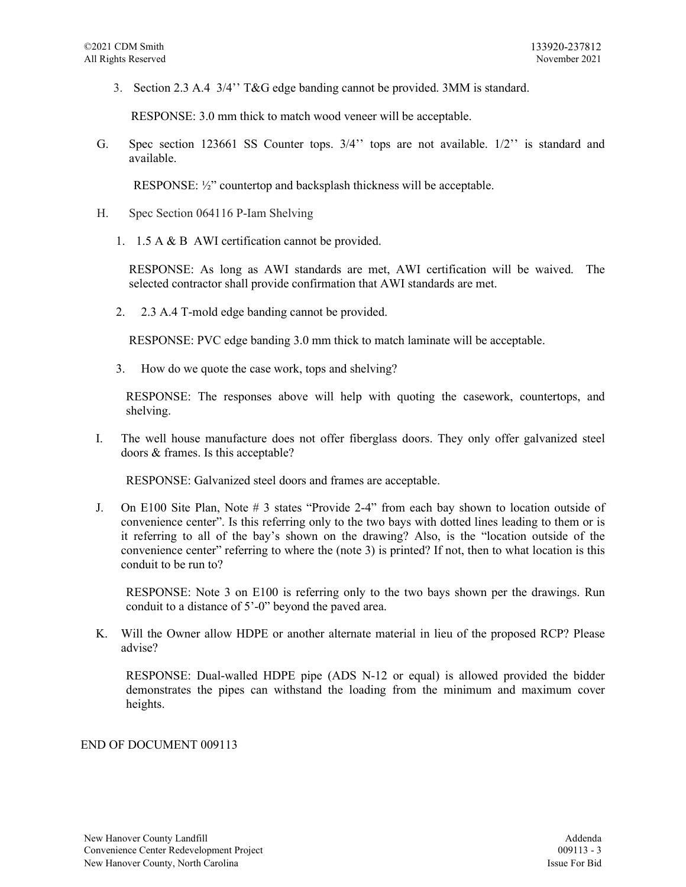3. Section 2.3 A.4 3/4'' T&G edge banding cannot be provided. 3MM is standard.

   RESPONSE: 3.0 mm thick to match wood veneer will be acceptable.

G. Spec section 123661 SS Counter tops. 3/4'' tops are not available. 1/2'' is standard and available.

   RESPONSE: ½" countertop and backsplash thickness will be acceptable.

H. Spec Section 064116 P-Iam Shelving

   1. 1.5 A & B AWI certification cannot be provided.

      RESPONSE: As long as AWI standards are met, AWI certification will be waived. The selected contractor shall provide confirmation that AWI standards are met.

   2. 2.3 A.4 T-mold edge banding cannot be provided.

      RESPONSE: PVC edge banding 3.0 mm thick to match laminate will be acceptable.

   3. How do we quote the case work, tops and shelving?

      RESPONSE: The responses above will help with quoting the casework, countertops, and shelving.

I. The well house manufacture does not offer fiberglass doors. They only offer galvanized steel doors & frames. Is this acceptable?

   RESPONSE: Galvanized steel doors and frames are acceptable.

J. On E100 Site Plan, Note # 3 states "Provide 2-4" from each bay shown to location outside of convenience center". Is this referring only to the two bays with dotted lines leading to them or is it referring to all of the bay's shown on the drawing? Also, is the "location outside of the convenience center" referring to where the (note 3) is printed? If not, then to what location is this conduit to be run to?

   RESPONSE: Note 3 on E100 is referring only to the two bays shown per the drawings. Run conduit to a distance of 5'-0" beyond the paved area.

K. Will the Owner allow HDPE or another alternate material in lieu of the proposed RCP? Please advise?

   RESPONSE: Dual-walled HDPE pipe (ADS N-12 or equal) is allowed provided the bidder demonstrates the pipes can withstand the loading from the minimum and maximum cover heights.

END OF DOCUMENT 009113